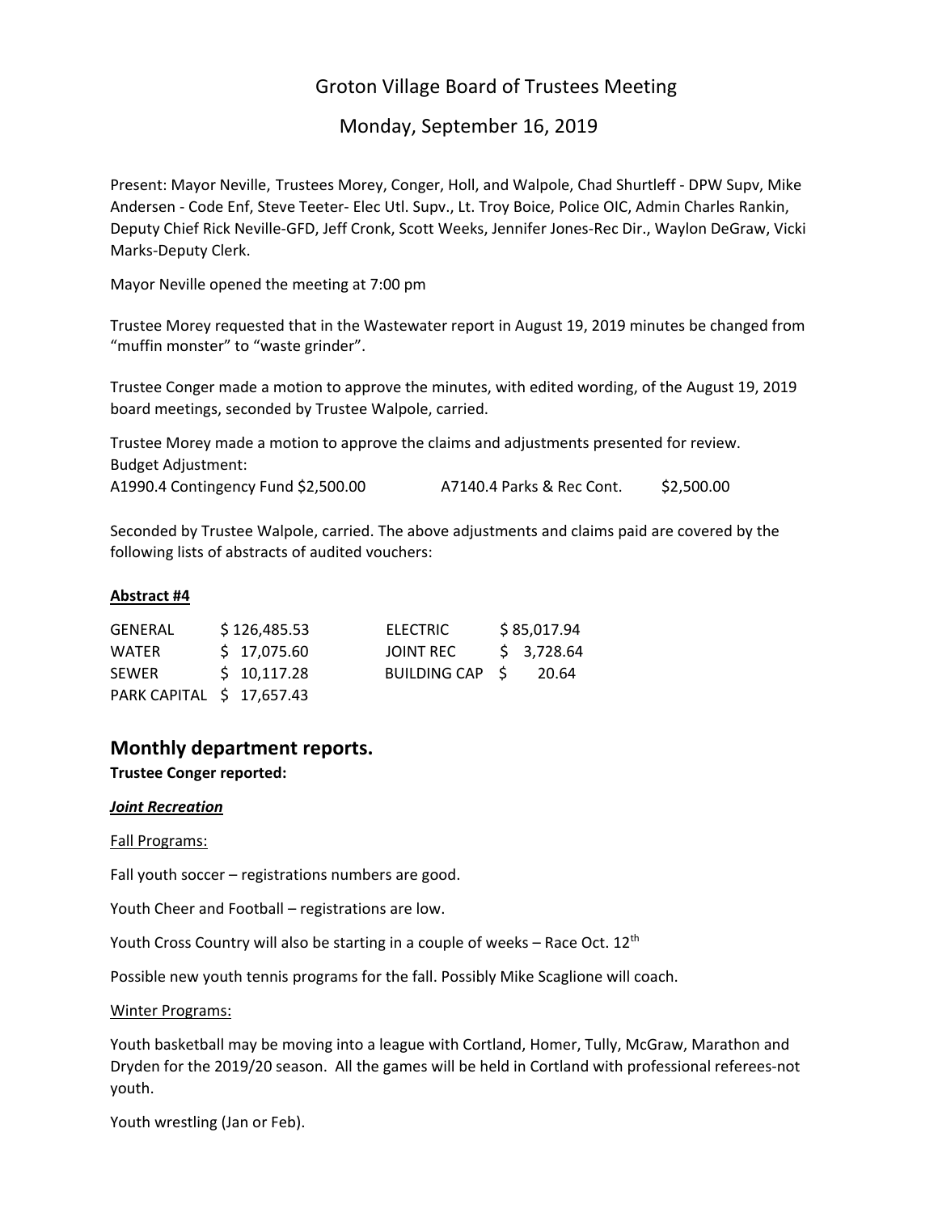# Groton Village Board of Trustees Meeting

## Monday, September 16, 2019

Present: Mayor Neville, Trustees Morey, Conger, Holl, and Walpole, Chad Shurtleff - DPW Supv, Mike Andersen - Code Enf, Steve Teeter- Elec Utl. Supv., Lt. Troy Boice, Police OIC, Admin Charles Rankin, Deputy Chief Rick Neville-GFD, Jeff Cronk, Scott Weeks, Jennifer Jones-Rec Dir., Waylon DeGraw, Vicki Marks-Deputy Clerk.

Mayor Neville opened the meeting at 7:00 pm

Trustee Morey requested that in the Wastewater report in August 19, 2019 minutes be changed from "muffin monster" to "waste grinder".

Trustee Conger made a motion to approve the minutes, with edited wording, of the August 19, 2019 board meetings, seconded by Trustee Walpole, carried.

Trustee Morey made a motion to approve the claims and adjustments presented for review.
Budget Adjustment:

| | | | |
|---|---|---|---|
| A1990.4 Contingency Fund | $2,500.00 | A7140.4 Parks & Rec Cont. | $2,500.00 |

Seconded by Trustee Walpole, carried. The above adjustments and claims paid are covered by the following lists of abstracts of audited vouchers:

**<u>Abstract #4</u>**

| | | | |
|---|---|---|---|
| GENERAL | $ 126,485.53 | ELECTRIC | $ 85,017.94 |
| WATER | $ 17,075.60 | JOINT REC | $ 3,728.64 |
| SEWER | $ 10,117.28 | BUILDING CAP | $ 20.64 |
| PARK CAPITAL | $ 17,657.43 | | |

## Monthly department reports.

**Trustee Conger reported:**

***<u>Joint Recreation</u>***

<u>Fall Programs:</u>

Fall youth soccer – registrations numbers are good.

Youth Cheer and Football – registrations are low.

Youth Cross Country will also be starting in a couple of weeks – Race Oct. 12th

Possible new youth tennis programs for the fall. Possibly Mike Scaglione will coach.

<u>Winter Programs:</u>

Youth basketball may be moving into a league with Cortland, Homer, Tully, McGraw, Marathon and Dryden for the 2019/20 season. All the games will be held in Cortland with professional referees-not youth.

Youth wrestling (Jan or Feb).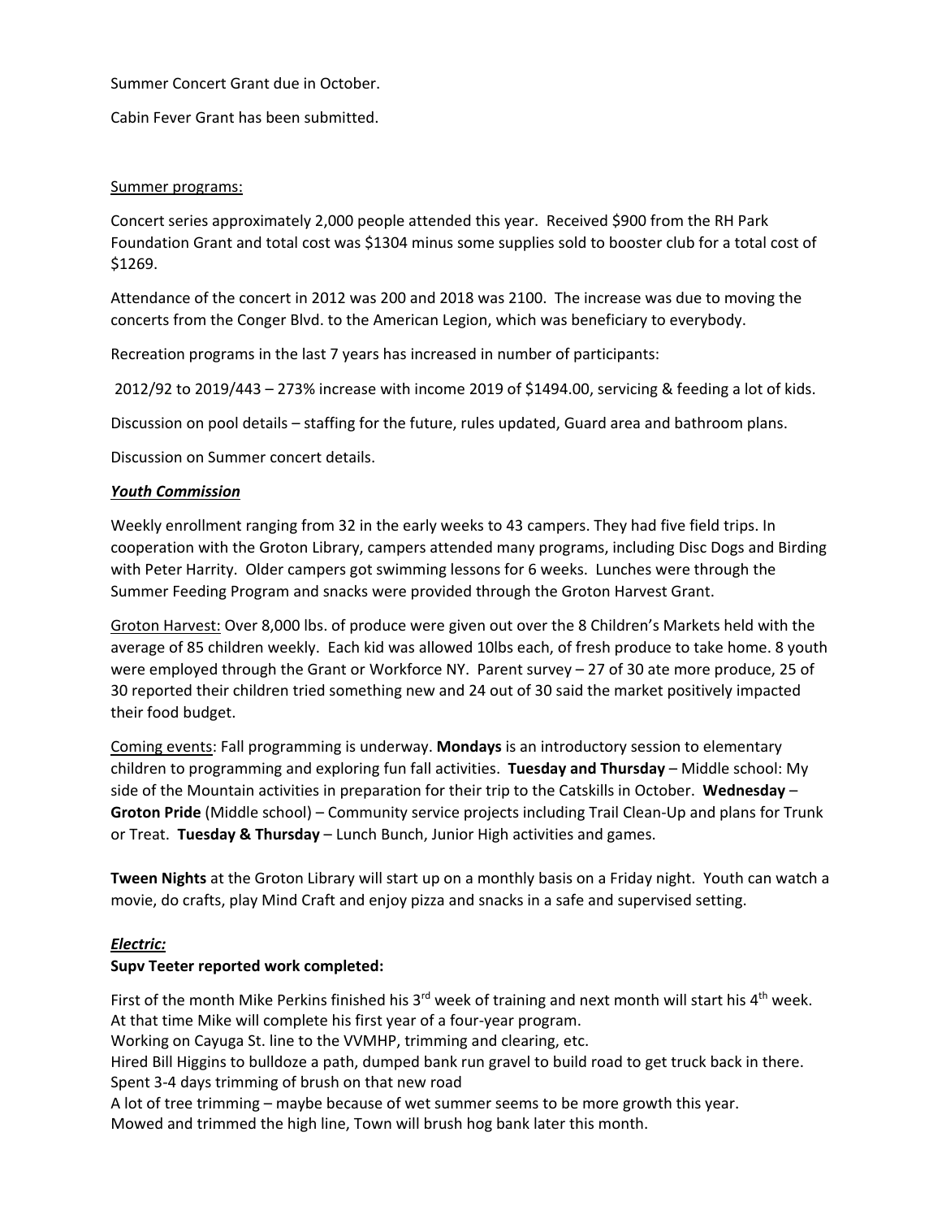Summer Concert Grant due in October.

Cabin Fever Grant has been submitted.

<u>Summer programs:</u>

Concert series approximately 2,000 people attended this year. Received $900 from the RH Park Foundation Grant and total cost was $1304 minus some supplies sold to booster club for a total cost of $1269.

Attendance of the concert in 2012 was 200 and 2018 was 2100. The increase was due to moving the concerts from the Conger Blvd. to the American Legion, which was beneficiary to everybody.

Recreation programs in the last 7 years has increased in number of participants:

2012/92 to 2019/443 – 273% increase with income 2019 of $1494.00, servicing & feeding a lot of kids.

Discussion on pool details – staffing for the future, rules updated, Guard area and bathroom plans.

Discussion on Summer concert details.

***<u>Youth Commission</u>***

Weekly enrollment ranging from 32 in the early weeks to 43 campers. They had five field trips. In cooperation with the Groton Library, campers attended many programs, including Disc Dogs and Birding with Peter Harrity. Older campers got swimming lessons for 6 weeks. Lunches were through the Summer Feeding Program and snacks were provided through the Groton Harvest Grant.

<u>Groton Harvest:</u> Over 8,000 lbs. of produce were given out over the 8 Children's Markets held with the average of 85 children weekly. Each kid was allowed 10lbs each, of fresh produce to take home. 8 youth were employed through the Grant or Workforce NY. Parent survey – 27 of 30 ate more produce, 25 of 30 reported their children tried something new and 24 out of 30 said the market positively impacted their food budget.

<u>Coming events</u>: Fall programming is underway. **Mondays** is an introductory session to elementary children to programming and exploring fun fall activities. **Tuesday and Thursday** – Middle school: My side of the Mountain activities in preparation for their trip to the Catskills in October. **Wednesday** – **Groton Pride** (Middle school) – Community service projects including Trail Clean-Up and plans for Trunk or Treat. **Tuesday & Thursday** – Lunch Bunch, Junior High activities and games.

**Tween Nights** at the Groton Library will start up on a monthly basis on a Friday night. Youth can watch a movie, do crafts, play Mind Craft and enjoy pizza and snacks in a safe and supervised setting.

***<u>Electric:</u>***

**Supv Teeter reported work completed:**

First of the month Mike Perkins finished his 3rd week of training and next month will start his 4th week. At that time Mike will complete his first year of a four-year program.
Working on Cayuga St. line to the VVMHP, trimming and clearing, etc.
Hired Bill Higgins to bulldoze a path, dumped bank run gravel to build road to get truck back in there.
Spent 3-4 days trimming of brush on that new road
A lot of tree trimming – maybe because of wet summer seems to be more growth this year.
Mowed and trimmed the high line, Town will brush hog bank later this month.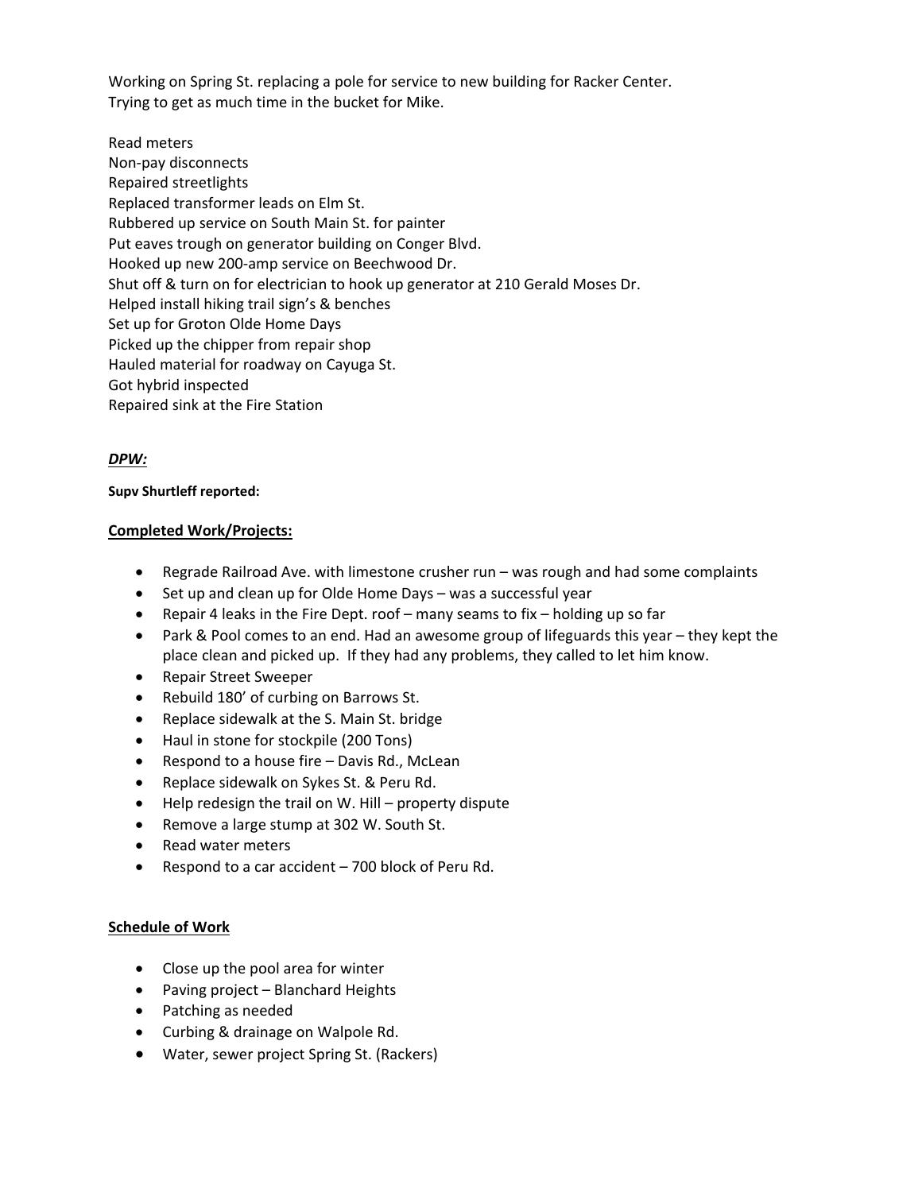Working on Spring St. replacing a pole for service to new building for Racker Center.
Trying to get as much time in the bucket for Mike.

Read meters
Non-pay disconnects
Repaired streetlights
Replaced transformer leads on Elm St.
Rubbered up service on South Main St. for painter
Put eaves trough on generator building on Conger Blvd.
Hooked up new 200-amp service on Beechwood Dr.
Shut off & turn on for electrician to hook up generator at 210 Gerald Moses Dr.
Helped install hiking trail sign's & benches
Set up for Groton Olde Home Days
Picked up the chipper from repair shop
Hauled material for roadway on Cayuga St.
Got hybrid inspected
Repaired sink at the Fire Station

***DPW:***

**Supv Shurtleff reported:**

**Completed Work/Projects:**

- Regrade Railroad Ave. with limestone crusher run – was rough and had some complaints
- Set up and clean up for Olde Home Days – was a successful year
- Repair 4 leaks in the Fire Dept. roof – many seams to fix – holding up so far
- Park & Pool comes to an end. Had an awesome group of lifeguards this year – they kept the place clean and picked up. If they had any problems, they called to let him know.
- Repair Street Sweeper
- Rebuild 180' of curbing on Barrows St.
- Replace sidewalk at the S. Main St. bridge
- Haul in stone for stockpile (200 Tons)
- Respond to a house fire – Davis Rd., McLean
- Replace sidewalk on Sykes St. & Peru Rd.
- Help redesign the trail on W. Hill – property dispute
- Remove a large stump at 302 W. South St.
- Read water meters
- Respond to a car accident – 700 block of Peru Rd.

**Schedule of Work**

- Close up the pool area for winter
- Paving project – Blanchard Heights
- Patching as needed
- Curbing & drainage on Walpole Rd.
- Water, sewer project Spring St. (Rackers)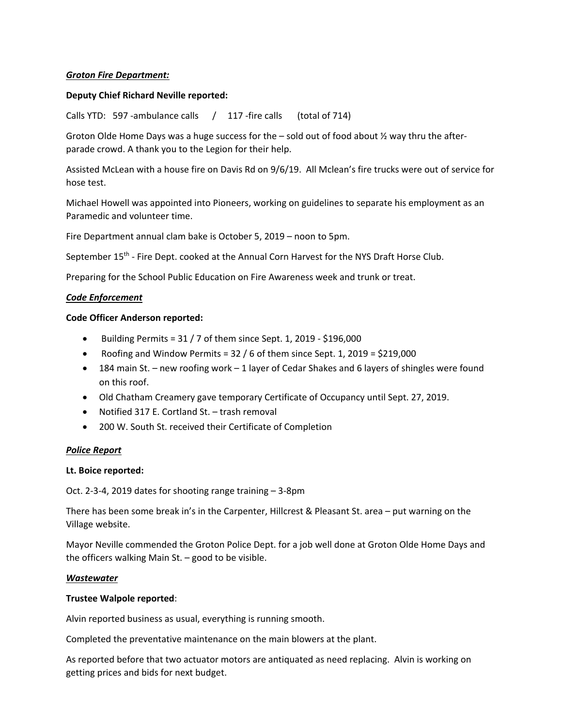***Groton Fire Department:***

**Deputy Chief Richard Neville reported:**

Calls YTD: 597 -ambulance calls / 117 -fire calls (total of 714)

Groton Olde Home Days was a huge success for the – sold out of food about ½ way thru the after-parade crowd. A thank you to the Legion for their help.

Assisted McLean with a house fire on Davis Rd on 9/6/19. All Mclean's fire trucks were out of service for hose test.

Michael Howell was appointed into Pioneers, working on guidelines to separate his employment as an Paramedic and volunteer time.

Fire Department annual clam bake is October 5, 2019 – noon to 5pm.

September 15th - Fire Dept. cooked at the Annual Corn Harvest for the NYS Draft Horse Club.

Preparing for the School Public Education on Fire Awareness week and trunk or treat.

***Code Enforcement***

**Code Officer Anderson reported:**

- Building Permits = 31 / 7 of them since Sept. 1, 2019 - $196,000
- Roofing and Window Permits = 32 / 6 of them since Sept. 1, 2019 = $219,000
- 184 main St. – new roofing work – 1 layer of Cedar Shakes and 6 layers of shingles were found on this roof.
- Old Chatham Creamery gave temporary Certificate of Occupancy until Sept. 27, 2019.
- Notified 317 E. Cortland St. – trash removal
- 200 W. South St. received their Certificate of Completion

***Police Report***

**Lt. Boice reported:**

Oct. 2-3-4, 2019 dates for shooting range training – 3-8pm

There has been some break in's in the Carpenter, Hillcrest & Pleasant St. area – put warning on the Village website.

Mayor Neville commended the Groton Police Dept. for a job well done at Groton Olde Home Days and the officers walking Main St. – good to be visible.

***Wastewater***

**Trustee Walpole reported**:

Alvin reported business as usual, everything is running smooth.

Completed the preventative maintenance on the main blowers at the plant.

As reported before that two actuator motors are antiquated as need replacing. Alvin is working on getting prices and bids for next budget.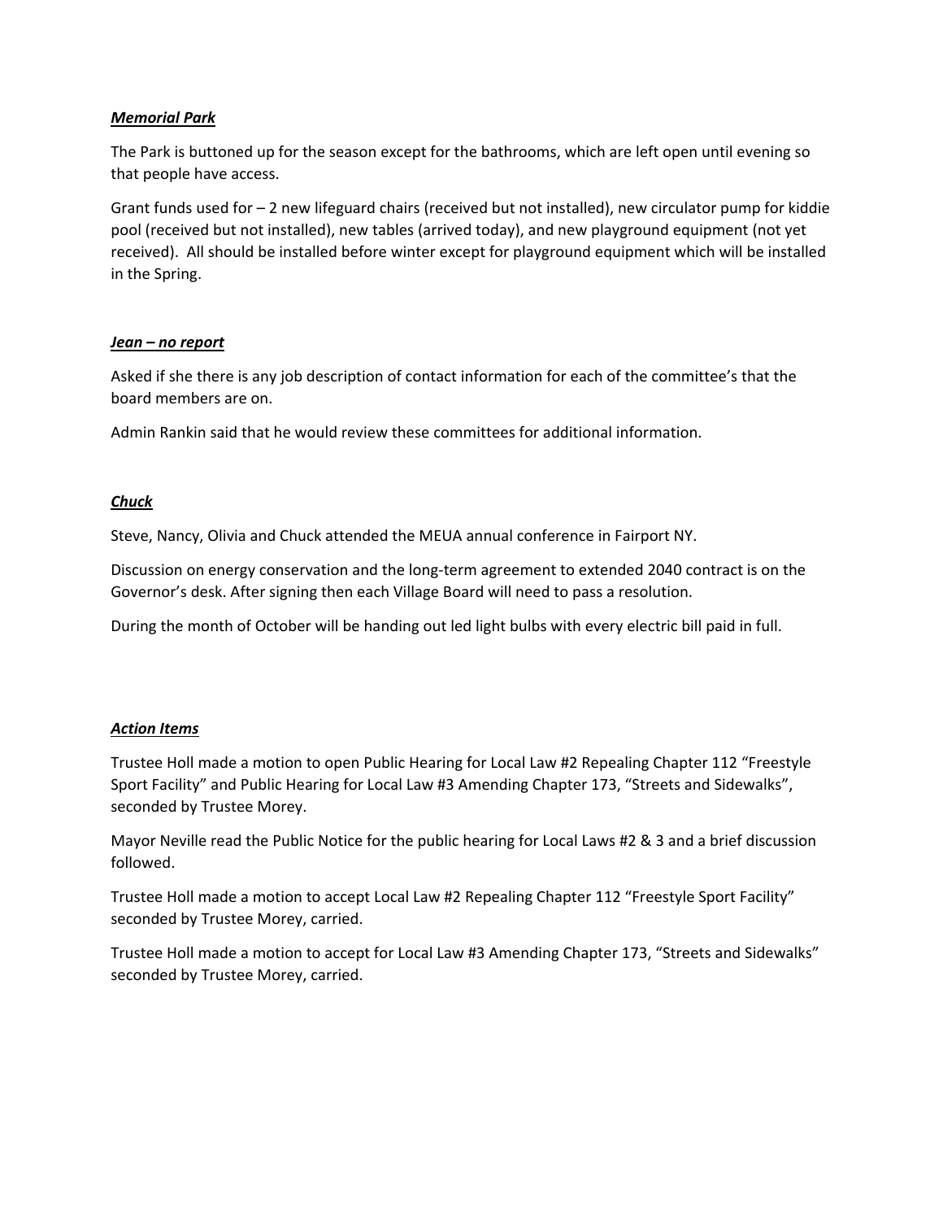***Memorial Park***

The Park is buttoned up for the season except for the bathrooms, which are left open until evening so that people have access.

Grant funds used for – 2 new lifeguard chairs (received but not installed), new circulator pump for kiddie pool (received but not installed), new tables (arrived today), and new playground equipment (not yet received). All should be installed before winter except for playground equipment which will be installed in the Spring.

***Jean – no report***

Asked if she there is any job description of contact information for each of the committee's that the board members are on.

Admin Rankin said that he would review these committees for additional information.

***Chuck***

Steve, Nancy, Olivia and Chuck attended the MEUA annual conference in Fairport NY.

Discussion on energy conservation and the long-term agreement to extended 2040 contract is on the Governor's desk. After signing then each Village Board will need to pass a resolution.

During the month of October will be handing out led light bulbs with every electric bill paid in full.

***Action Items***

Trustee Holl made a motion to open Public Hearing for Local Law #2 Repealing Chapter 112 "Freestyle Sport Facility" and Public Hearing for Local Law #3 Amending Chapter 173, "Streets and Sidewalks", seconded by Trustee Morey.

Mayor Neville read the Public Notice for the public hearing for Local Laws #2 & 3 and a brief discussion followed.

Trustee Holl made a motion to accept Local Law #2 Repealing Chapter 112 "Freestyle Sport Facility" seconded by Trustee Morey, carried.

Trustee Holl made a motion to accept for Local Law #3 Amending Chapter 173, "Streets and Sidewalks" seconded by Trustee Morey, carried.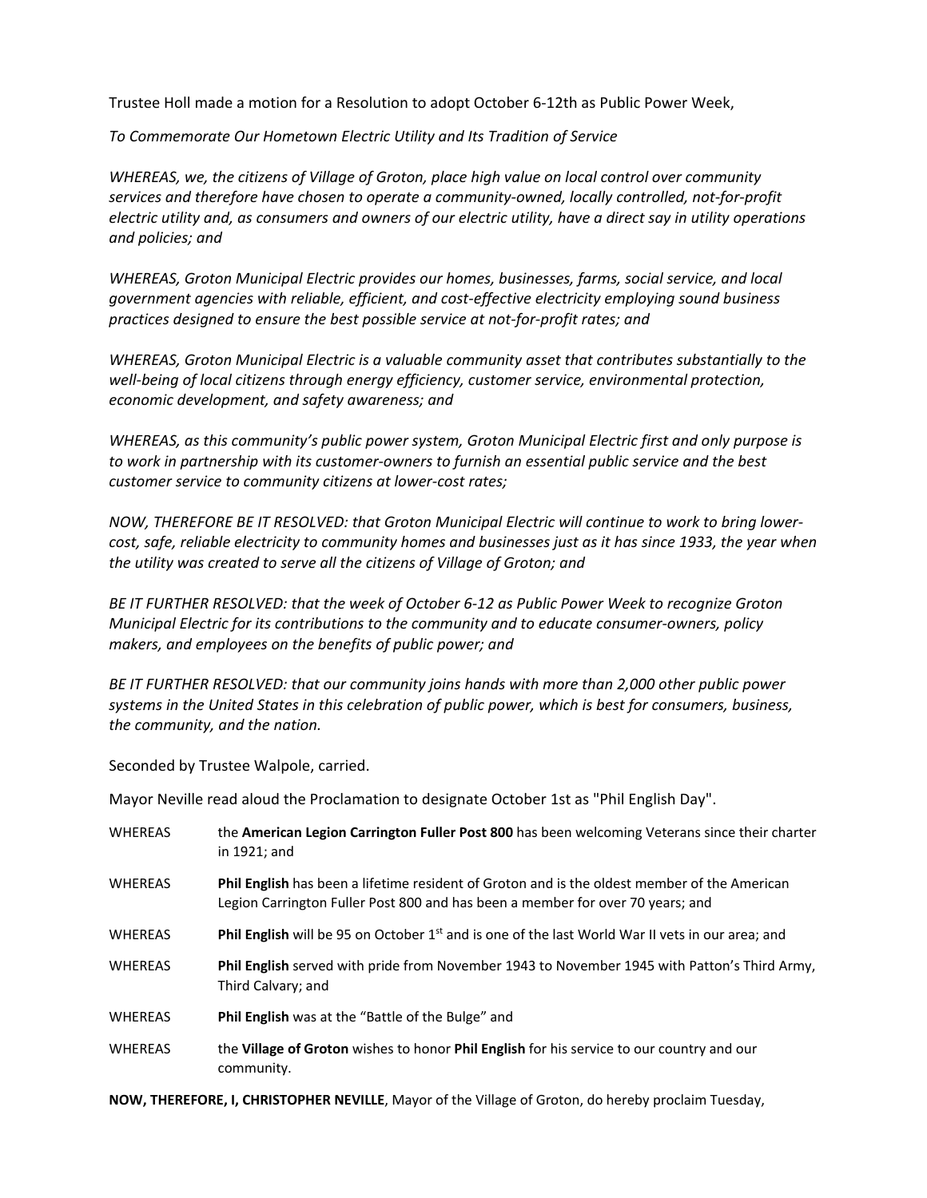Trustee Holl made a motion for a Resolution to adopt October 6-12th as Public Power Week,

*To Commemorate Our Hometown Electric Utility and Its Tradition of Service*

*WHEREAS, we, the citizens of Village of Groton, place high value on local control over community services and therefore have chosen to operate a community-owned, locally controlled, not-for-profit electric utility and, as consumers and owners of our electric utility, have a direct say in utility operations and policies; and*

*WHEREAS, Groton Municipal Electric provides our homes, businesses, farms, social service, and local government agencies with reliable, efficient, and cost-effective electricity employing sound business practices designed to ensure the best possible service at not-for-profit rates; and*

*WHEREAS, Groton Municipal Electric is a valuable community asset that contributes substantially to the well-being of local citizens through energy efficiency, customer service, environmental protection, economic development, and safety awareness; and*

*WHEREAS, as this community's public power system, Groton Municipal Electric first and only purpose is to work in partnership with its customer-owners to furnish an essential public service and the best customer service to community citizens at lower-cost rates;*

*NOW, THEREFORE BE IT RESOLVED: that Groton Municipal Electric will continue to work to bring lower-cost, safe, reliable electricity to community homes and businesses just as it has since 1933, the year when the utility was created to serve all the citizens of Village of Groton; and*

*BE IT FURTHER RESOLVED: that the week of October 6-12 as Public Power Week to recognize Groton Municipal Electric for its contributions to the community and to educate consumer-owners, policy makers, and employees on the benefits of public power; and*

*BE IT FURTHER RESOLVED: that our community joins hands with more than 2,000 other public power systems in the United States in this celebration of public power, which is best for consumers, business, the community, and the nation.*

Seconded by Trustee Walpole, carried.

Mayor Neville read aloud the Proclamation to designate October 1st as "Phil English Day".

WHEREAS the **American Legion Carrington Fuller Post 800** has been welcoming Veterans since their charter in 1921; and

WHEREAS **Phil English** has been a lifetime resident of Groton and is the oldest member of the American Legion Carrington Fuller Post 800 and has been a member for over 70 years; and

WHEREAS **Phil English** will be 95 on October 1st and is one of the last World War II vets in our area; and

WHEREAS **Phil English** served with pride from November 1943 to November 1945 with Patton's Third Army, Third Calvary; and

WHEREAS **Phil English** was at the "Battle of the Bulge" and

WHEREAS the **Village of Groton** wishes to honor **Phil English** for his service to our country and our community.

**NOW, THEREFORE, I, CHRISTOPHER NEVILLE**, Mayor of the Village of Groton, do hereby proclaim Tuesday,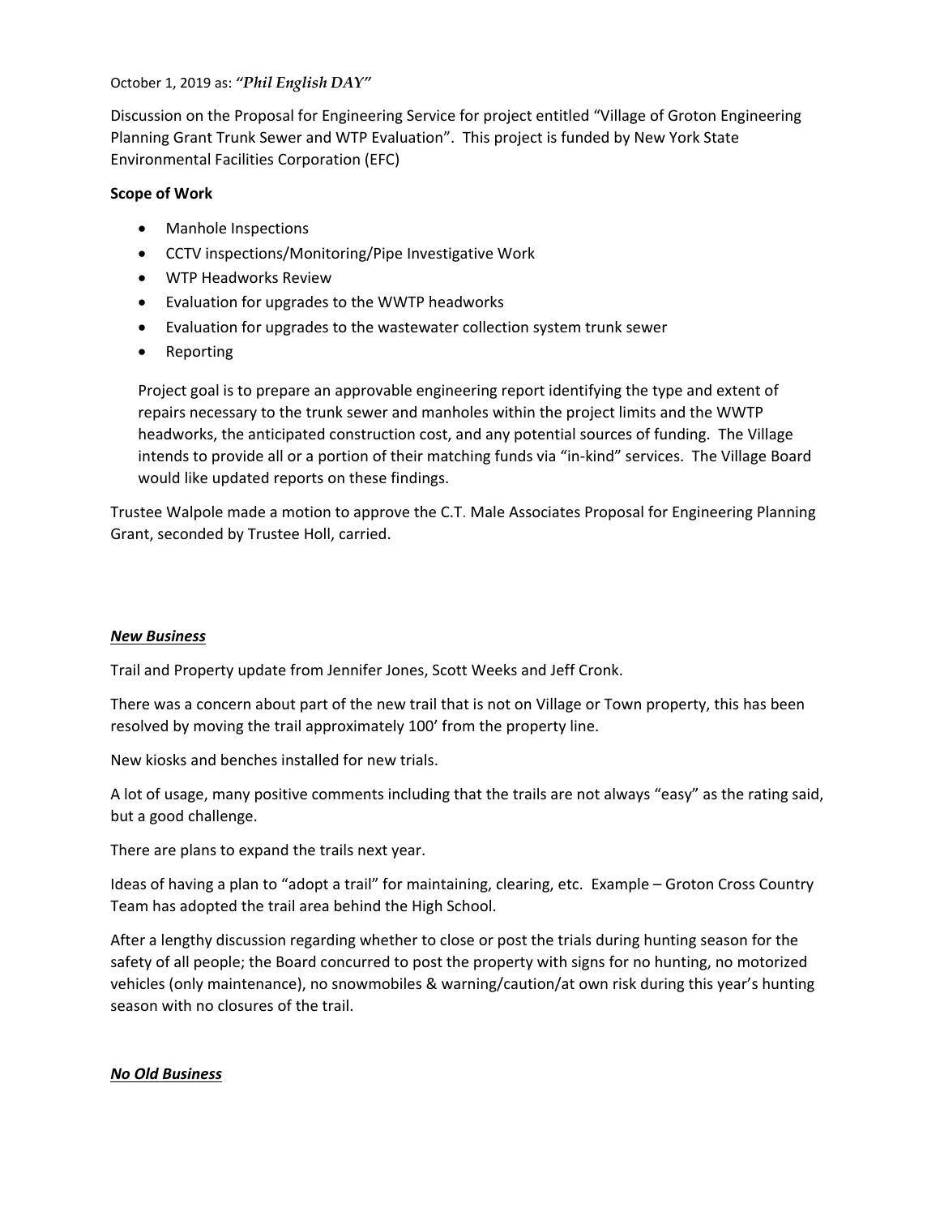October 1, 2019 as: *"Phil English DAY"*

Discussion on the Proposal for Engineering Service for project entitled "Village of Groton Engineering Planning Grant Trunk Sewer and WTP Evaluation". This project is funded by New York State Environmental Facilities Corporation (EFC)

**Scope of Work**

- Manhole Inspections
- CCTV inspections/Monitoring/Pipe Investigative Work
- WTP Headworks Review
- Evaluation for upgrades to the WWTP headworks
- Evaluation for upgrades to the wastewater collection system trunk sewer
- Reporting

  Project goal is to prepare an approvable engineering report identifying the type and extent of repairs necessary to the trunk sewer and manholes within the project limits and the WWTP headworks, the anticipated construction cost, and any potential sources of funding. The Village intends to provide all or a portion of their matching funds via "in-kind" services. The Village Board would like updated reports on these findings.

Trustee Walpole made a motion to approve the C.T. Male Associates Proposal for Engineering Planning Grant, seconded by Trustee Holl, carried.

***New Business***

Trail and Property update from Jennifer Jones, Scott Weeks and Jeff Cronk.

There was a concern about part of the new trail that is not on Village or Town property, this has been resolved by moving the trail approximately 100' from the property line.

New kiosks and benches installed for new trials.

A lot of usage, many positive comments including that the trails are not always "easy" as the rating said, but a good challenge.

There are plans to expand the trails next year.

Ideas of having a plan to "adopt a trail" for maintaining, clearing, etc. Example – Groton Cross Country Team has adopted the trail area behind the High School.

After a lengthy discussion regarding whether to close or post the trials during hunting season for the safety of all people; the Board concurred to post the property with signs for no hunting, no motorized vehicles (only maintenance), no snowmobiles & warning/caution/at own risk during this year's hunting season with no closures of the trail.

***No Old Business***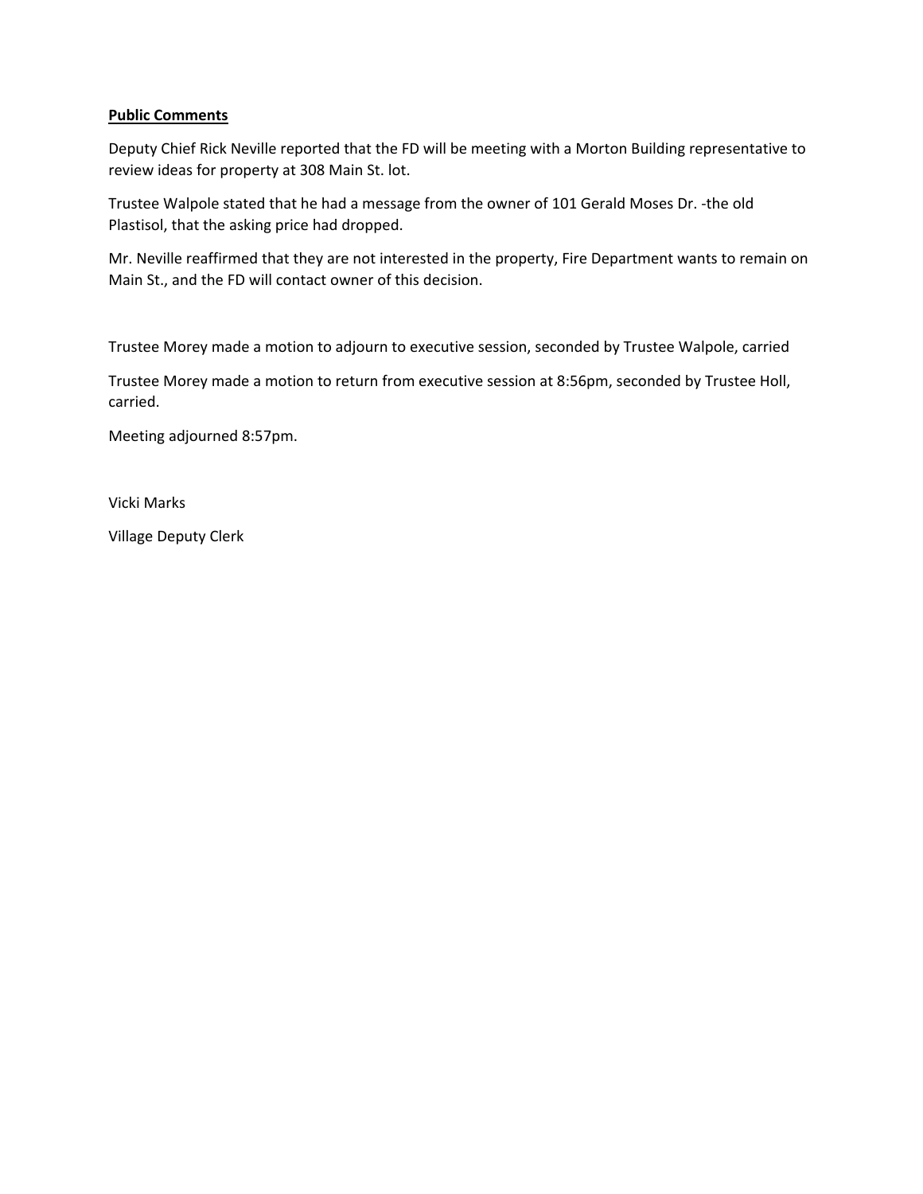**Public Comments**

Deputy Chief Rick Neville reported that the FD will be meeting with a Morton Building representative to review ideas for property at 308 Main St. lot.

Trustee Walpole stated that he had a message from the owner of 101 Gerald Moses Dr. -the old Plastisol, that the asking price had dropped.

Mr. Neville reaffirmed that they are not interested in the property, Fire Department wants to remain on Main St., and the FD will contact owner of this decision.

Trustee Morey made a motion to adjourn to executive session, seconded by Trustee Walpole, carried

Trustee Morey made a motion to return from executive session at 8:56pm, seconded by Trustee Holl, carried.

Meeting adjourned 8:57pm.

Vicki Marks

Village Deputy Clerk